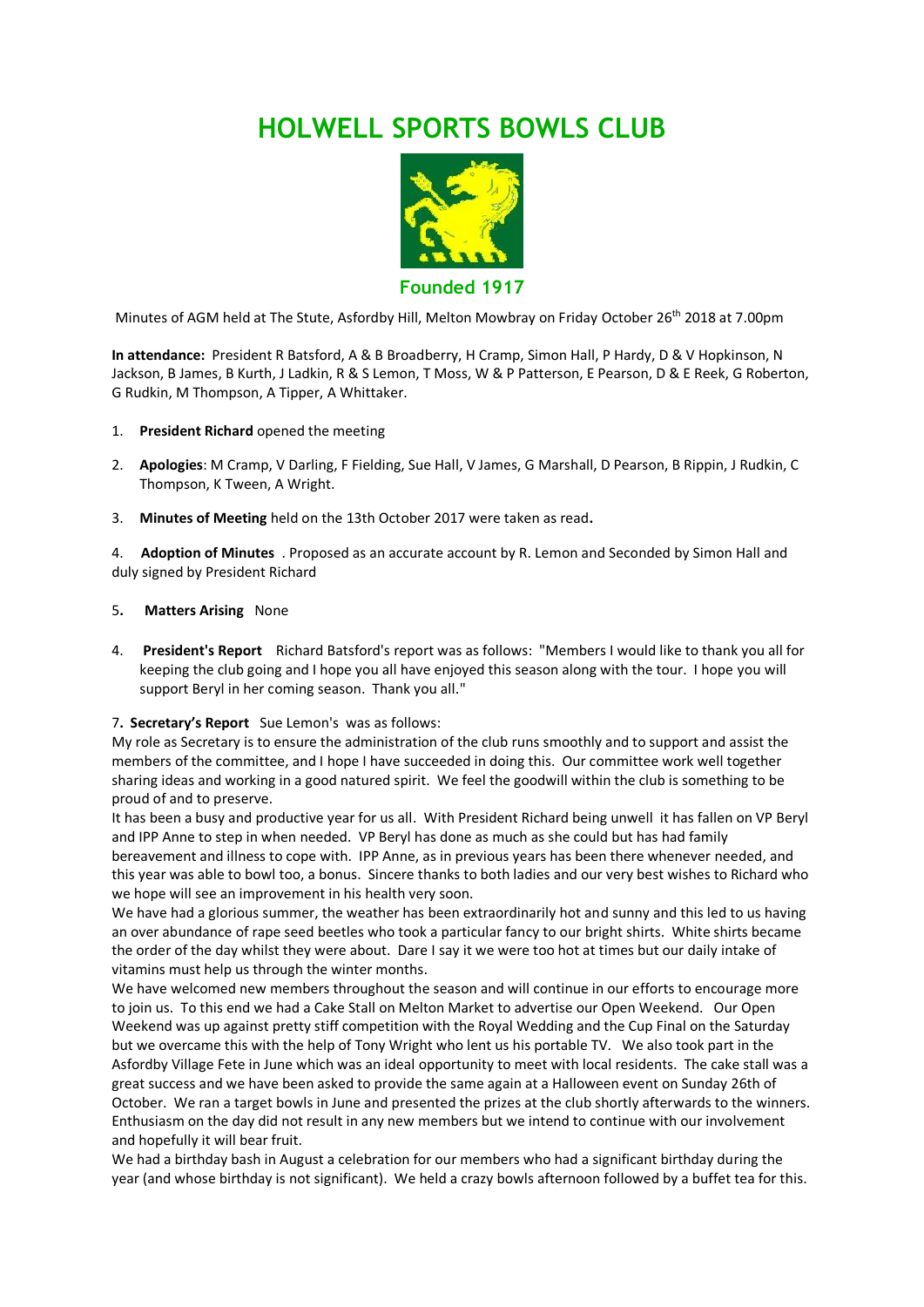# HOLWELL SPORTS BOWLS CLUB

**Founded 1917**

Minutes of AGM held at The Stute, Asfordby Hill, Melton Mowbray on Friday October 26th 2018 at 7.00pm

**In attendance:** President R Batsford, A & B Broadberry, H Cramp, Simon Hall, P Hardy, D & V Hopkinson, N Jackson, B James, B Kurth, J Ladkin, R & S Lemon, T Moss, W & P Patterson, E Pearson, D & E Reek, G Roberton, G Rudkin, M Thompson, A Tipper, A Whittaker.

1. **President Richard** opened the meeting

2. **Apologies**: M Cramp, V Darling, F Fielding, Sue Hall, V James, G Marshall, D Pearson, B Rippin, J Rudkin, C Thompson, K Tween, A Wright.

3. **Minutes of Meeting** held on the 13th October 2017 were taken as read**.**

4. **Adoption of Minutes** . Proposed as an accurate account by R. Lemon and Seconded by Simon Hall and duly signed by President Richard

5**. Matters Arising** None

4. **President's Report** Richard Batsford's report was as follows: "Members I would like to thank you all for keeping the club going and I hope you all have enjoyed this season along with the tour. I hope you will support Beryl in her coming season. Thank you all."

7**. Secretary's Report** Sue Lemon's was as follows:

My role as Secretary is to ensure the administration of the club runs smoothly and to support and assist the members of the committee, and I hope I have succeeded in doing this. Our committee work well together sharing ideas and working in a good natured spirit. We feel the goodwill within the club is something to be proud of and to preserve.

It has been a busy and productive year for us all. With President Richard being unwell it has fallen on VP Beryl and IPP Anne to step in when needed. VP Beryl has done as much as she could but has had family bereavement and illness to cope with. IPP Anne, as in previous years has been there whenever needed, and this year was able to bowl too, a bonus. Sincere thanks to both ladies and our very best wishes to Richard who we hope will see an improvement in his health very soon.

We have had a glorious summer, the weather has been extraordinarily hot and sunny and this led to us having an over abundance of rape seed beetles who took a particular fancy to our bright shirts. White shirts became the order of the day whilst they were about. Dare I say it we were too hot at times but our daily intake of vitamins must help us through the winter months.

We have welcomed new members throughout the season and will continue in our efforts to encourage more to join us. To this end we had a Cake Stall on Melton Market to advertise our Open Weekend. Our Open Weekend was up against pretty stiff competition with the Royal Wedding and the Cup Final on the Saturday but we overcame this with the help of Tony Wright who lent us his portable TV. We also took part in the Asfordby Village Fete in June which was an ideal opportunity to meet with local residents. The cake stall was a great success and we have been asked to provide the same again at a Halloween event on Sunday 26th of October. We ran a target bowls in June and presented the prizes at the club shortly afterwards to the winners. Enthusiasm on the day did not result in any new members but we intend to continue with our involvement and hopefully it will bear fruit.

We had a birthday bash in August a celebration for our members who had a significant birthday during the year (and whose birthday is not significant). We held a crazy bowls afternoon followed by a buffet tea for this.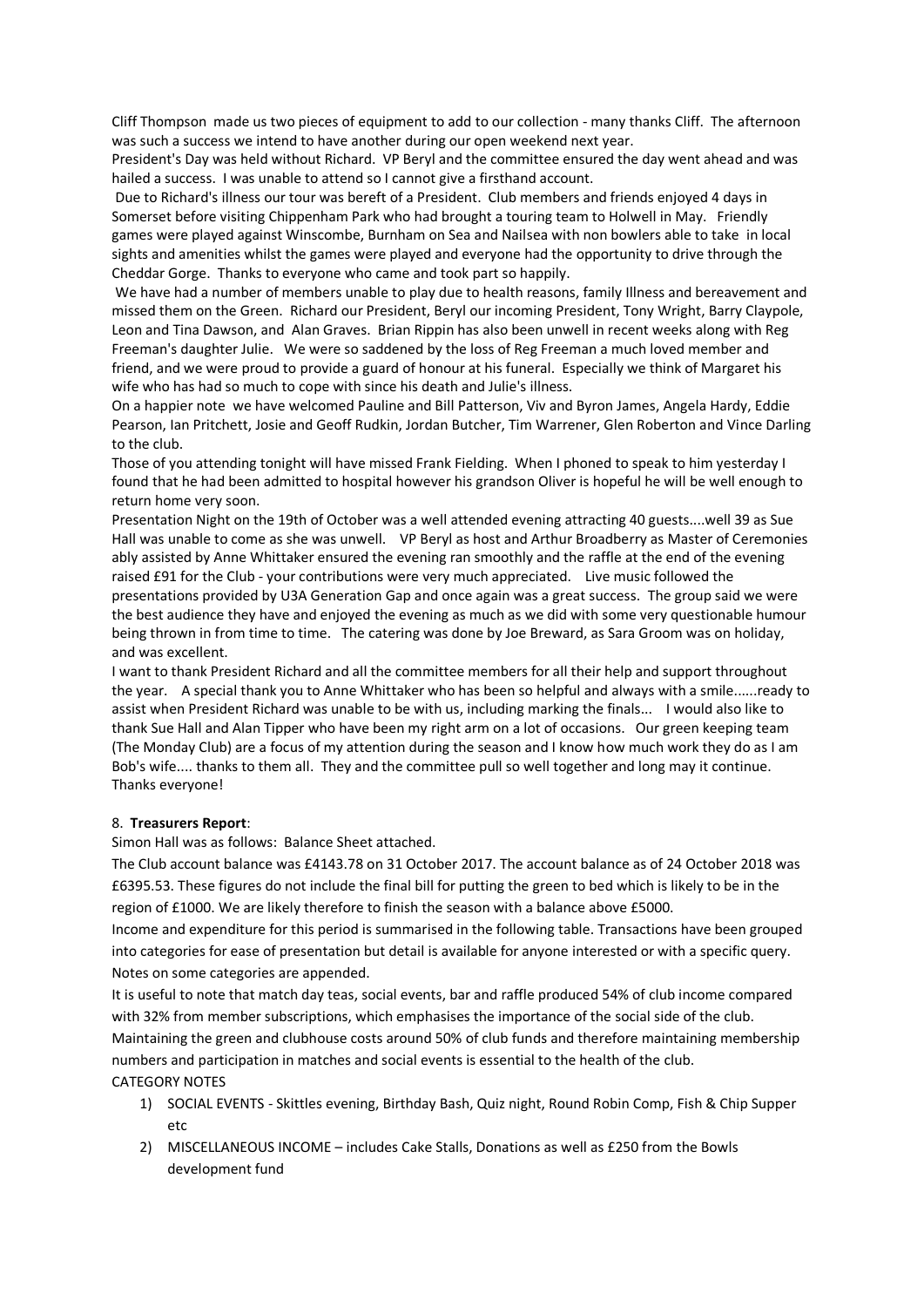Cliff Thompson made us two pieces of equipment to add to our collection - many thanks Cliff. The afternoon was such a success we intend to have another during our open weekend next year.

President's Day was held without Richard. VP Beryl and the committee ensured the day went ahead and was hailed a success. I was unable to attend so I cannot give a firsthand account.

Due to Richard's illness our tour was bereft of a President. Club members and friends enjoyed 4 days in Somerset before visiting Chippenham Park who had brought a touring team to Holwell in May. Friendly games were played against Winscombe, Burnham on Sea and Nailsea with non bowlers able to take in local sights and amenities whilst the games were played and everyone had the opportunity to drive through the Cheddar Gorge. Thanks to everyone who came and took part so happily.

We have had a number of members unable to play due to health reasons, family Illness and bereavement and missed them on the Green. Richard our President, Beryl our incoming President, Tony Wright, Barry Claypole, Leon and Tina Dawson, and Alan Graves. Brian Rippin has also been unwell in recent weeks along with Reg Freeman's daughter Julie. We were so saddened by the loss of Reg Freeman a much loved member and friend, and we were proud to provide a guard of honour at his funeral. Especially we think of Margaret his wife who has had so much to cope with since his death and Julie's illness.

On a happier note we have welcomed Pauline and Bill Patterson, Viv and Byron James, Angela Hardy, Eddie Pearson, Ian Pritchett, Josie and Geoff Rudkin, Jordan Butcher, Tim Warrener, Glen Roberton and Vince Darling to the club.

Those of you attending tonight will have missed Frank Fielding. When I phoned to speak to him yesterday I found that he had been admitted to hospital however his grandson Oliver is hopeful he will be well enough to return home very soon.

Presentation Night on the 19th of October was a well attended evening attracting 40 guests....well 39 as Sue Hall was unable to come as she was unwell. VP Beryl as host and Arthur Broadberry as Master of Ceremonies ably assisted by Anne Whittaker ensured the evening ran smoothly and the raffle at the end of the evening raised £91 for the Club - your contributions were very much appreciated. Live music followed the presentations provided by U3A Generation Gap and once again was a great success. The group said we were the best audience they have and enjoyed the evening as much as we did with some very questionable humour being thrown in from time to time. The catering was done by Joe Breward, as Sara Groom was on holiday, and was excellent.

I want to thank President Richard and all the committee members for all their help and support throughout the year. A special thank you to Anne Whittaker who has been so helpful and always with a smile......ready to assist when President Richard was unable to be with us, including marking the finals... I would also like to thank Sue Hall and Alan Tipper who have been my right arm on a lot of occasions. Our green keeping team (The Monday Club) are a focus of my attention during the season and I know how much work they do as I am Bob's wife.... thanks to them all. They and the committee pull so well together and long may it continue. Thanks everyone!

8. **Treasurers Report**:

Simon Hall was as follows: Balance Sheet attached.

The Club account balance was £4143.78 on 31 October 2017. The account balance as of 24 October 2018 was £6395.53. These figures do not include the final bill for putting the green to bed which is likely to be in the region of £1000. We are likely therefore to finish the season with a balance above £5000.

Income and expenditure for this period is summarised in the following table. Transactions have been grouped into categories for ease of presentation but detail is available for anyone interested or with a specific query. Notes on some categories are appended.

It is useful to note that match day teas, social events, bar and raffle produced 54% of club income compared with 32% from member subscriptions, which emphasises the importance of the social side of the club. Maintaining the green and clubhouse costs around 50% of club funds and therefore maintaining membership numbers and participation in matches and social events is essential to the health of the club.

CATEGORY NOTES

1) SOCIAL EVENTS - Skittles evening, Birthday Bash, Quiz night, Round Robin Comp, Fish & Chip Supper etc
2) MISCELLANEOUS INCOME – includes Cake Stalls, Donations as well as £250 from the Bowls development fund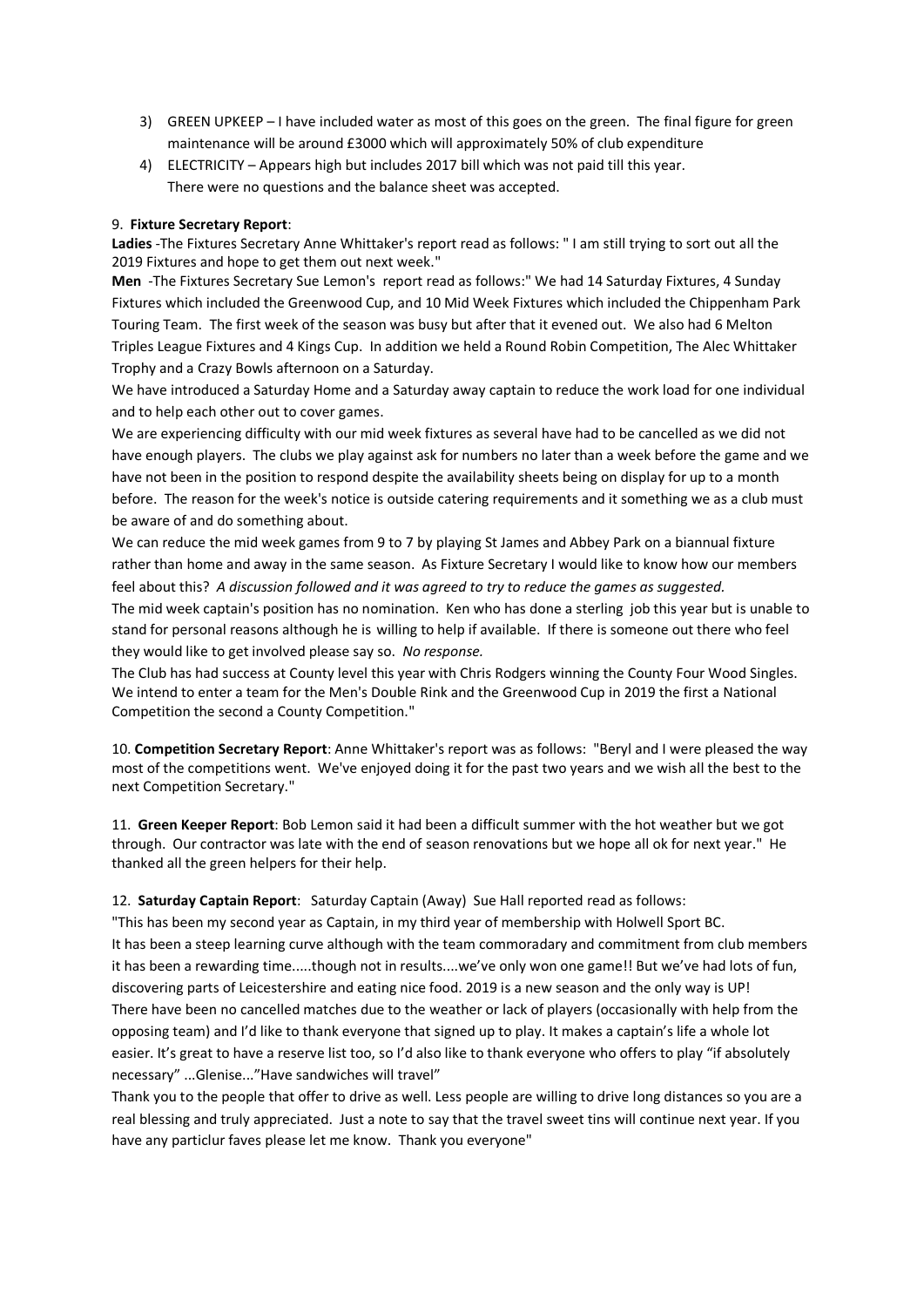3) GREEN UPKEEP – I have included water as most of this goes on the green. The final figure for green maintenance will be around £3000 which will approximately 50% of club expenditure
4) ELECTRICITY – Appears high but includes 2017 bill which was not paid till this year.
   There were no questions and the balance sheet was accepted.

9. **Fixture Secretary Report**:

**Ladies** -The Fixtures Secretary Anne Whittaker's report read as follows: " I am still trying to sort out all the 2019 Fixtures and hope to get them out next week."

**Men** -The Fixtures Secretary Sue Lemon's report read as follows:" We had 14 Saturday Fixtures, 4 Sunday Fixtures which included the Greenwood Cup, and 10 Mid Week Fixtures which included the Chippenham Park Touring Team. The first week of the season was busy but after that it evened out. We also had 6 Melton Triples League Fixtures and 4 Kings Cup. In addition we held a Round Robin Competition, The Alec Whittaker Trophy and a Crazy Bowls afternoon on a Saturday.

We have introduced a Saturday Home and a Saturday away captain to reduce the work load for one individual and to help each other out to cover games.

We are experiencing difficulty with our mid week fixtures as several have had to be cancelled as we did not have enough players. The clubs we play against ask for numbers no later than a week before the game and we have not been in the position to respond despite the availability sheets being on display for up to a month before. The reason for the week's notice is outside catering requirements and it something we as a club must be aware of and do something about.

We can reduce the mid week games from 9 to 7 by playing St James and Abbey Park on a biannual fixture rather than home and away in the same season. As Fixture Secretary I would like to know how our members feel about this? *A discussion followed and it was agreed to try to reduce the games as suggested.*

The mid week captain's position has no nomination. Ken who has done a sterling job this year but is unable to stand for personal reasons although he is willing to help if available. If there is someone out there who feel they would like to get involved please say so. *No response.*

The Club has had success at County level this year with Chris Rodgers winning the County Four Wood Singles. We intend to enter a team for the Men's Double Rink and the Greenwood Cup in 2019 the first a National Competition the second a County Competition."

10. **Competition Secretary Report**: Anne Whittaker's report was as follows: "Beryl and I were pleased the way most of the competitions went. We've enjoyed doing it for the past two years and we wish all the best to the next Competition Secretary."

11. **Green Keeper Report**: Bob Lemon said it had been a difficult summer with the hot weather but we got through. Our contractor was late with the end of season renovations but we hope all ok for next year." He thanked all the green helpers for their help.

12. **Saturday Captain Report**: Saturday Captain (Away) Sue Hall reported read as follows:

"This has been my second year as Captain, in my third year of membership with Holwell Sport BC.

It has been a steep learning curve although with the team commoradary and commitment from club members it has been a rewarding time.....though not in results....we've only won one game!! But we've had lots of fun, discovering parts of Leicestershire and eating nice food. 2019 is a new season and the only way is UP!

There have been no cancelled matches due to the weather or lack of players (occasionally with help from the opposing team) and I'd like to thank everyone that signed up to play. It makes a captain's life a whole lot easier. It's great to have a reserve list too, so I'd also like to thank everyone who offers to play "if absolutely necessary" ...Glenise..."Have sandwiches will travel"

Thank you to the people that offer to drive as well. Less people are willing to drive long distances so you are a real blessing and truly appreciated. Just a note to say that the travel sweet tins will continue next year. If you have any particlur faves please let me know. Thank you everyone"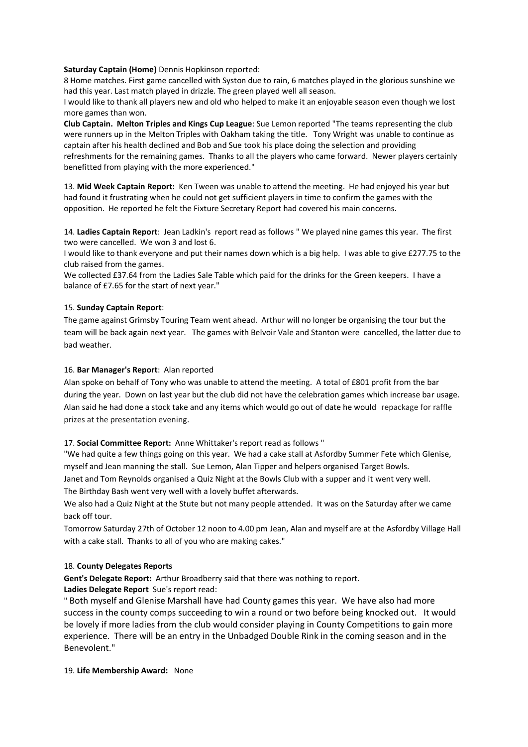**Saturday Captain (Home)** Dennis Hopkinson reported:
8 Home matches. First game cancelled with Syston due to rain, 6 matches played in the glorious sunshine we had this year. Last match played in drizzle. The green played well all season.
I would like to thank all players new and old who helped to make it an enjoyable season even though we lost more games than won.

**Club Captain. Melton Triples and Kings Cup League**: Sue Lemon reported "The teams representing the club were runners up in the Melton Triples with Oakham taking the title. Tony Wright was unable to continue as captain after his health declined and Bob and Sue took his place doing the selection and providing refreshments for the remaining games. Thanks to all the players who came forward. Newer players certainly benefitted from playing with the more experienced."

13. **Mid Week Captain Report:** Ken Tween was unable to attend the meeting. He had enjoyed his year but had found it frustrating when he could not get sufficient players in time to confirm the games with the opposition. He reported he felt the Fixture Secretary Report had covered his main concerns.

14. **Ladies Captain Report**: Jean Ladkin's report read as follows " We played nine games this year. The first two were cancelled. We won 3 and lost 6.
I would like to thank everyone and put their names down which is a big help. I was able to give £277.75 to the club raised from the games.
We collected £37.64 from the Ladies Sale Table which paid for the drinks for the Green keepers. I have a balance of £7.65 for the start of next year."

15. **Sunday Captain Report**:
The game against Grimsby Touring Team went ahead. Arthur will no longer be organising the tour but the team will be back again next year. The games with Belvoir Vale and Stanton were cancelled, the latter due to bad weather.

16. **Bar Manager's Report**: Alan reported
Alan spoke on behalf of Tony who was unable to attend the meeting. A total of £801 profit from the bar during the year. Down on last year but the club did not have the celebration games which increase bar usage. Alan said he had done a stock take and any items which would go out of date he would repackage for raffle prizes at the presentation evening.

17. **Social Committee Report:** Anne Whittaker's report read as follows "
"We had quite a few things going on this year. We had a cake stall at Asfordby Summer Fete which Glenise, myself and Jean manning the stall. Sue Lemon, Alan Tipper and helpers organised Target Bowls.
Janet and Tom Reynolds organised a Quiz Night at the Bowls Club with a supper and it went very well.
The Birthday Bash went very well with a lovely buffet afterwards.
We also had a Quiz Night at the Stute but not many people attended. It was on the Saturday after we came back off tour.
Tomorrow Saturday 27th of October 12 noon to 4.00 pm Jean, Alan and myself are at the Asfordby Village Hall with a cake stall. Thanks to all of you who are making cakes."

18. **County Delegates Reports**
**Gent's Delegate Report:** Arthur Broadberry said that there was nothing to report.
**Ladies Delegate Report** Sue's report read:
" Both myself and Glenise Marshall have had County games this year. We have also had more success in the county comps succeeding to win a round or two before being knocked out. It would be lovely if more ladies from the club would consider playing in County Competitions to gain more experience. There will be an entry in the Unbadged Double Rink in the coming season and in the Benevolent."

19. **Life Membership Award:** None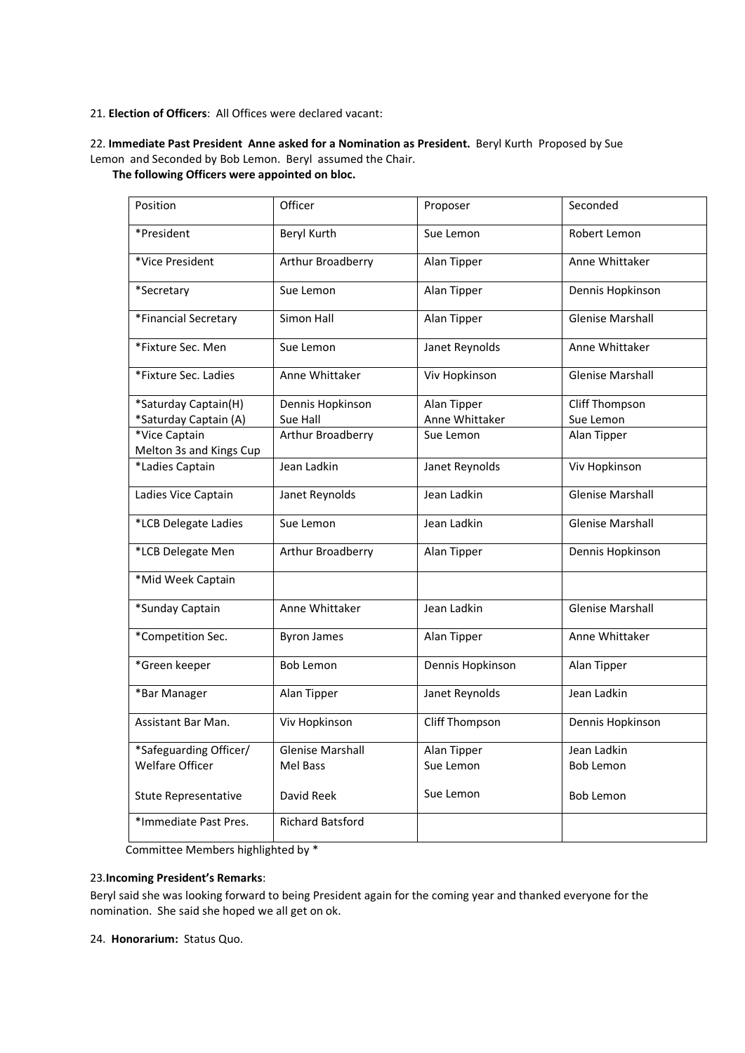21. **Election of Officers**: All Offices were declared vacant:

22. **Immediate Past President Anne asked for a Nomination as President.** Beryl Kurth Proposed by Sue Lemon and Seconded by Bob Lemon. Beryl assumed the Chair.

**The following Officers were appointed on bloc.**

| Position | Officer | Proposer | Seconded |
|---|---|---|---|
| *President | Beryl Kurth | Sue Lemon | Robert Lemon |
| *Vice President | Arthur Broadberry | Alan Tipper | Anne Whittaker |
| *Secretary | Sue Lemon | Alan Tipper | Dennis Hopkinson |
| *Financial Secretary | Simon Hall | Alan Tipper | Glenise Marshall |
| *Fixture Sec. Men | Sue Lemon | Janet Reynolds | Anne Whittaker |
| *Fixture Sec. Ladies | Anne Whittaker | Viv Hopkinson | Glenise Marshall |
| *Saturday Captain(H)<br>*Saturday Captain (A) | Dennis Hopkinson<br>Sue Hall | Alan Tipper<br>Anne Whittaker | Cliff Thompson<br>Sue Lemon |
| *Vice Captain<br>Melton 3s and Kings Cup | Arthur Broadberry | Sue Lemon | Alan Tipper |
| *Ladies Captain | Jean Ladkin | Janet Reynolds | Viv Hopkinson |
| Ladies Vice Captain | Janet Reynolds | Jean Ladkin | Glenise Marshall |
| *LCB Delegate Ladies | Sue Lemon | Jean Ladkin | Glenise Marshall |
| *LCB Delegate Men | Arthur Broadberry | Alan Tipper | Dennis Hopkinson |
| *Mid Week Captain | | | |
| *Sunday Captain | Anne Whittaker | Jean Ladkin | Glenise Marshall |
| *Competition Sec. | Byron James | Alan Tipper | Anne Whittaker |
| *Green keeper | Bob Lemon | Dennis Hopkinson | Alan Tipper |
| *Bar Manager | Alan Tipper | Janet Reynolds | Jean Ladkin |
| Assistant Bar Man. | Viv Hopkinson | Cliff Thompson | Dennis Hopkinson |
| *Safeguarding Officer/<br>Welfare Officer<br><br>Stute Representative | Glenise Marshall<br>Mel Bass<br><br>David Reek | Alan Tipper<br>Sue Lemon<br><br>Sue Lemon | Jean Ladkin<br>Bob Lemon<br><br>Bob Lemon |
| *Immediate Past Pres. | Richard Batsford | | |

Committee Members highlighted by *

23. **Incoming President's Remarks**:

Beryl said she was looking forward to being President again for the coming year and thanked everyone for the nomination. She said she hoped we all get on ok.

24. **Honorarium:** Status Quo.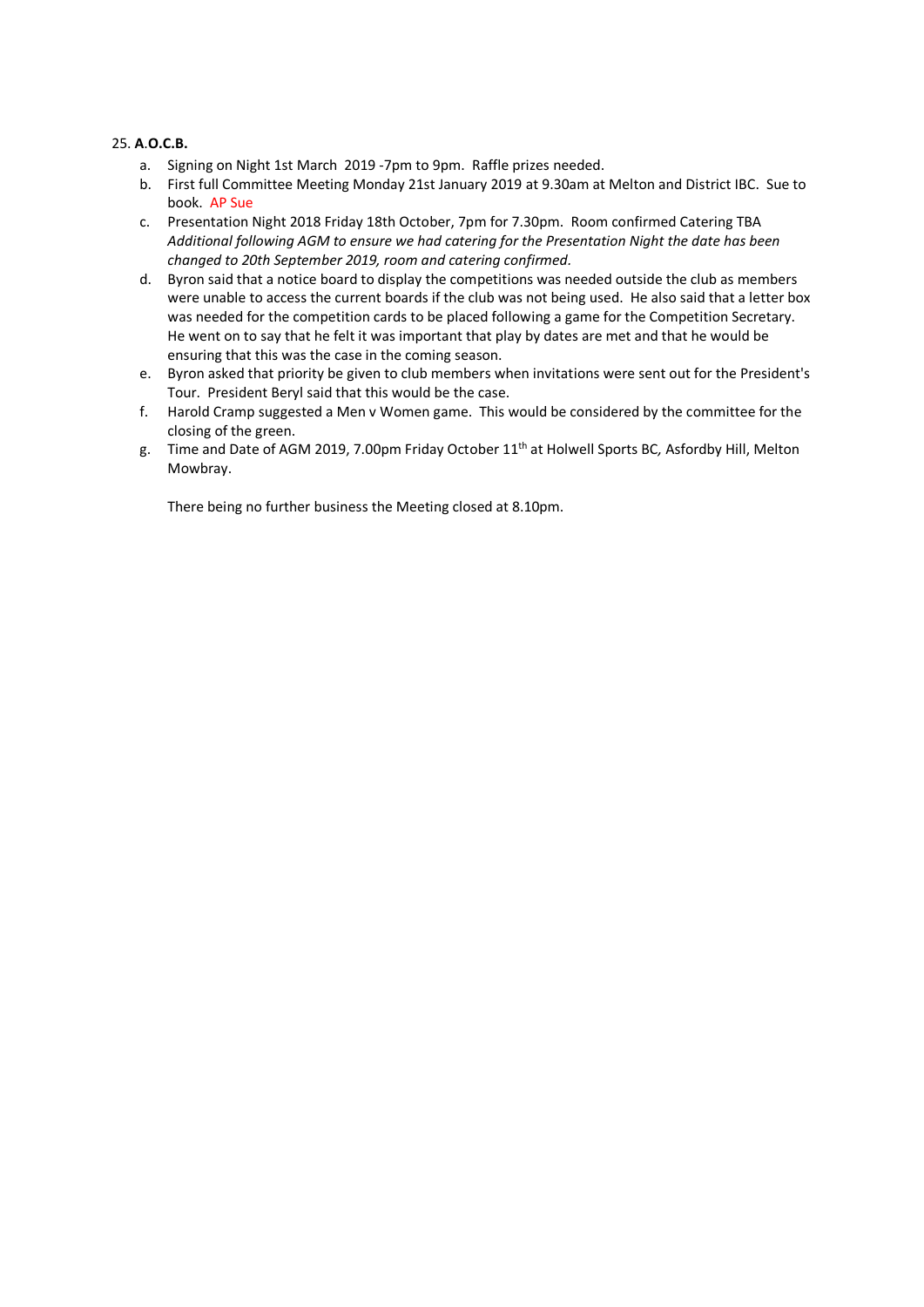25. **A.O.C.B.**

a. Signing on Night 1st March 2019 -7pm to 9pm. Raffle prizes needed.
b. First full Committee Meeting Monday 21st January 2019 at 9.30am at Melton and District IBC. Sue to book. AP Sue
c. Presentation Night 2018 Friday 18th October, 7pm for 7.30pm. Room confirmed Catering TBA
   *Additional following AGM to ensure we had catering for the Presentation Night the date has been changed to 20th September 2019, room and catering confirmed.*
d. Byron said that a notice board to display the competitions was needed outside the club as members were unable to access the current boards if the club was not being used. He also said that a letter box was needed for the competition cards to be placed following a game for the Competition Secretary. He went on to say that he felt it was important that play by dates are met and that he would be ensuring that this was the case in the coming season.
e. Byron asked that priority be given to club members when invitations were sent out for the President's Tour. President Beryl said that this would be the case.
f. Harold Cramp suggested a Men v Women game. This would be considered by the committee for the closing of the green.
g. Time and Date of AGM 2019, 7.00pm Friday October 11th at Holwell Sports BC, Asfordby Hill, Melton Mowbray.

There being no further business the Meeting closed at 8.10pm.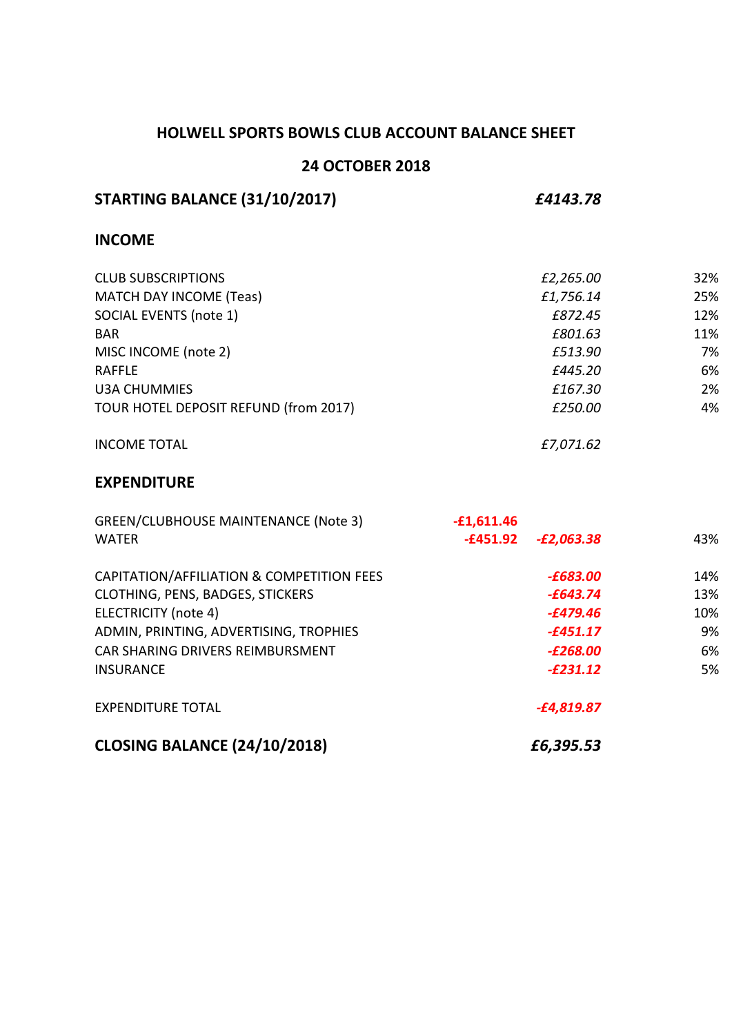## HOLWELL SPORTS BOWLS CLUB ACCOUNT BALANCE SHEET

## 24 OCTOBER 2018

| | | | |
|---|---|---|---|
| **STARTING BALANCE (31/10/2017)** | | ***£4143.78*** | |
| **INCOME** | | | |
| CLUB SUBSCRIPTIONS | | *£2,265.00* | 32% |
| MATCH DAY INCOME (Teas) | | *£1,756.14* | 25% |
| SOCIAL EVENTS (note 1) | | *£872.45* | 12% |
| BAR | | *£801.63* | 11% |
| MISC INCOME (note 2) | | *£513.90* | 7% |
| RAFFLE | | *£445.20* | 6% |
| U3A CHUMMIES | | *£167.30* | 2% |
| TOUR HOTEL DEPOSIT REFUND (from 2017) | | *£250.00* | 4% |
| INCOME TOTAL | | *£7,071.62* | |
| **EXPENDITURE** | | | |
| GREEN/CLUBHOUSE MAINTENANCE (Note 3) | **-£1,611.46** | | |
| WATER | **-£451.92** | ***-£2,063.38*** | 43% |
| CAPITATION/AFFILIATION & COMPETITION FEES | | ***-£683.00*** | 14% |
| CLOTHING, PENS, BADGES, STICKERS | | ***-£643.74*** | 13% |
| ELECTRICITY (note 4) | | ***-£479.46*** | 10% |
| ADMIN, PRINTING, ADVERTISING, TROPHIES | | ***-£451.17*** | 9% |
| CAR SHARING DRIVERS REIMBURSMENT | | ***-£268.00*** | 6% |
| INSURANCE | | ***-£231.12*** | 5% |
| EXPENDITURE TOTAL | | ***-£4,819.87*** | |
| **CLOSING BALANCE (24/10/2018)** | | ***£6,395.53*** | |